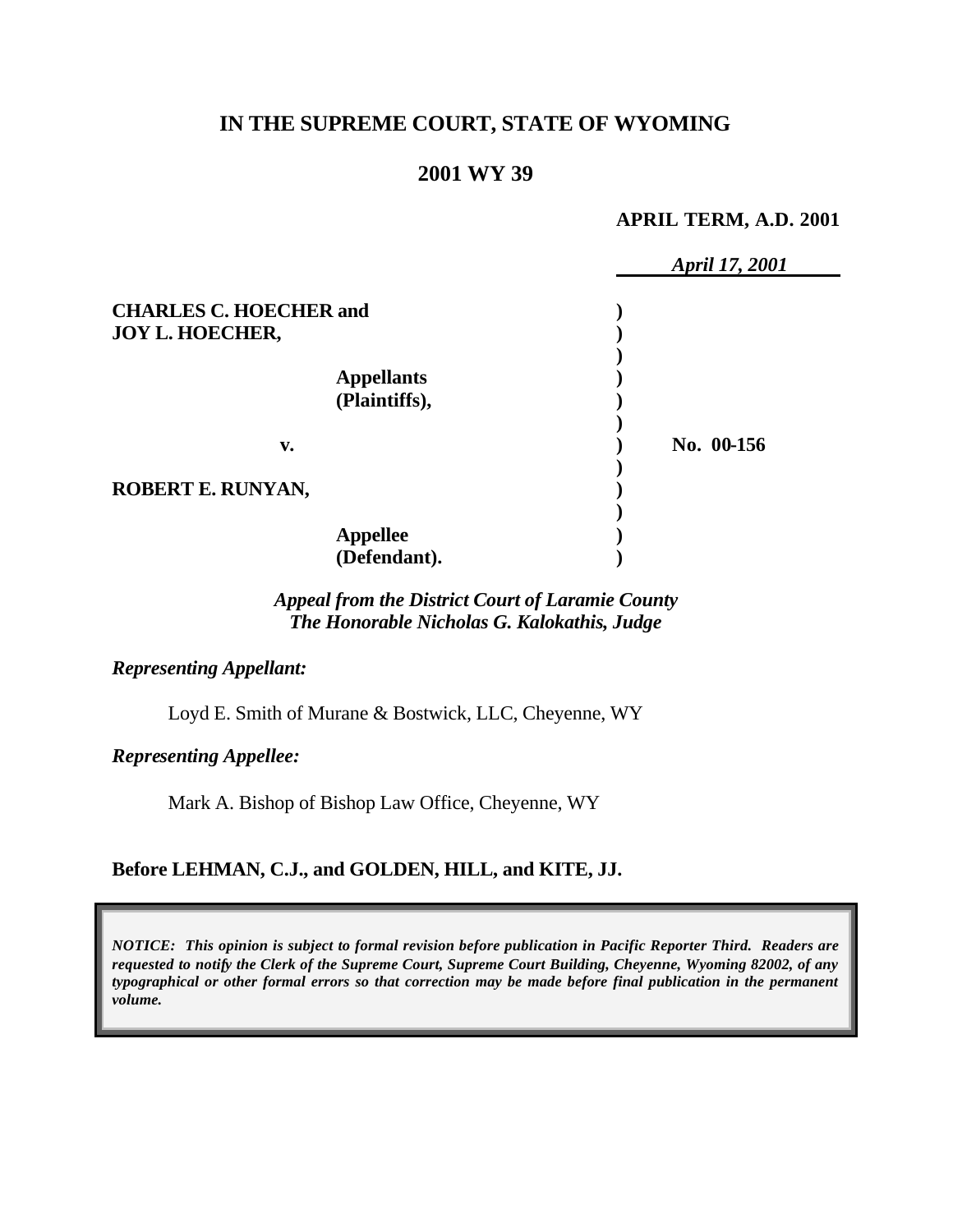# IN THE SUPREME COURT, STATE OF WYOMING

## 2001 WY 39

**APRIL TERM, A.D. 2001**

*April 17, 2001*

**CHARLES C. HOECHER and JOY L. HOECHER,**

**Appellants (Plaintiffs),**

**v.**

**ROBERT E. RUNYAN,**

**Appellee (Defendant).**

**No. 00-156**

*Appeal from the District Court of Laramie County*
*The Honorable Nicholas G. Kalokathis, Judge*

*Representing Appellant:*

Loyd E. Smith of Murane & Bostwick, LLC, Cheyenne, WY

*Representing Appellee:*

Mark A. Bishop of Bishop Law Office, Cheyenne, WY

**Before LEHMAN, C.J., and GOLDEN, HILL, and KITE, JJ.**

*NOTICE: This opinion is subject to formal revision before publication in Pacific Reporter Third. Readers are requested to notify the Clerk of the Supreme Court, Supreme Court Building, Cheyenne, Wyoming 82002, of any typographical or other formal errors so that correction may be made before final publication in the permanent volume.*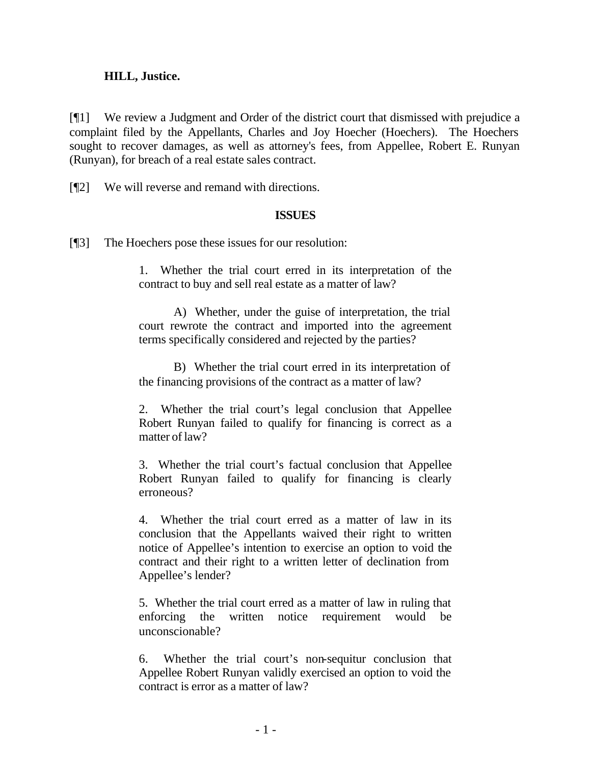**HILL, Justice.**

[¶1] We review a Judgment and Order of the district court that dismissed with prejudice a complaint filed by the Appellants, Charles and Joy Hoecher (Hoechers). The Hoechers sought to recover damages, as well as attorney's fees, from Appellee, Robert E. Runyan (Runyan), for breach of a real estate sales contract.

[¶2] We will reverse and remand with directions.

## ISSUES

[¶3] The Hoechers pose these issues for our resolution:

> 1. Whether the trial court erred in its interpretation of the contract to buy and sell real estate as a matter of law?
>
> A) Whether, under the guise of interpretation, the trial court rewrote the contract and imported into the agreement terms specifically considered and rejected by the parties?
>
> B) Whether the trial court erred in its interpretation of the financing provisions of the contract as a matter of law?
>
> 2. Whether the trial court's legal conclusion that Appellee Robert Runyan failed to qualify for financing is correct as a matter of law?
>
> 3. Whether the trial court's factual conclusion that Appellee Robert Runyan failed to qualify for financing is clearly erroneous?
>
> 4. Whether the trial court erred as a matter of law in its conclusion that the Appellants waived their right to written notice of Appellee's intention to exercise an option to void the contract and their right to a written letter of declination from Appellee's lender?
>
> 5. Whether the trial court erred as a matter of law in ruling that enforcing the written notice requirement would be unconscionable?
>
> 6. Whether the trial court's non-sequitur conclusion that Appellee Robert Runyan validly exercised an option to void the contract is error as a matter of law?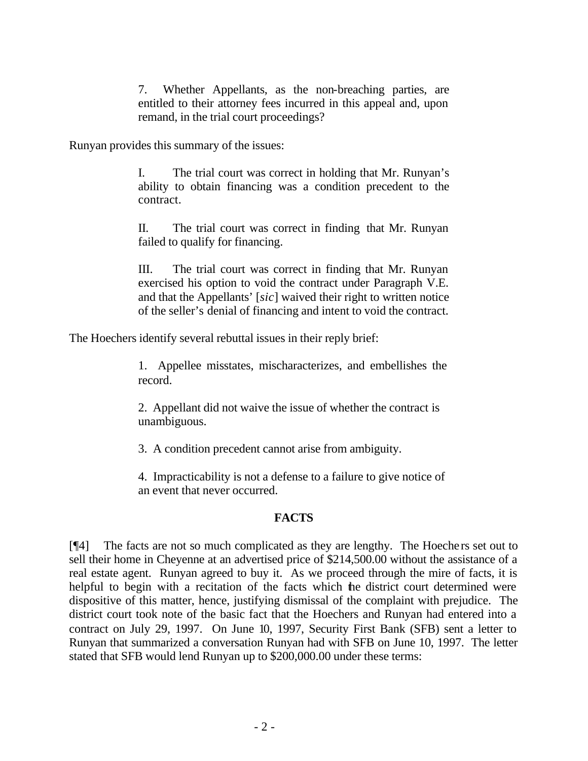> 7. Whether Appellants, as the non-breaching parties, are entitled to their attorney fees incurred in this appeal and, upon remand, in the trial court proceedings?

Runyan provides this summary of the issues:

> I. The trial court was correct in holding that Mr. Runyan's ability to obtain financing was a condition precedent to the contract.
>
> II. The trial court was correct in finding that Mr. Runyan failed to qualify for financing.
>
> III. The trial court was correct in finding that Mr. Runyan exercised his option to void the contract under Paragraph V.E. and that the Appellants' [*sic*] waived their right to written notice of the seller's denial of financing and intent to void the contract.

The Hoechers identify several rebuttal issues in their reply brief:

> 1. Appellee misstates, mischaracterizes, and embellishes the record.
>
> 2. Appellant did not waive the issue of whether the contract is unambiguous.
>
> 3. A condition precedent cannot arise from ambiguity.
>
> 4. Impracticability is not a defense to a failure to give notice of an event that never occurred.

## FACTS

[¶4] The facts are not so much complicated as they are lengthy. The Hoechers set out to sell their home in Cheyenne at an advertised price of $214,500.00 without the assistance of a real estate agent. Runyan agreed to buy it. As we proceed through the mire of facts, it is helpful to begin with a recitation of the facts which the district court determined were dispositive of this matter, hence, justifying dismissal of the complaint with prejudice. The district court took note of the basic fact that the Hoechers and Runyan had entered into a contract on July 29, 1997. On June 10, 1997, Security First Bank (SFB) sent a letter to Runyan that summarized a conversation Runyan had with SFB on June 10, 1997. The letter stated that SFB would lend Runyan up to $200,000.00 under these terms: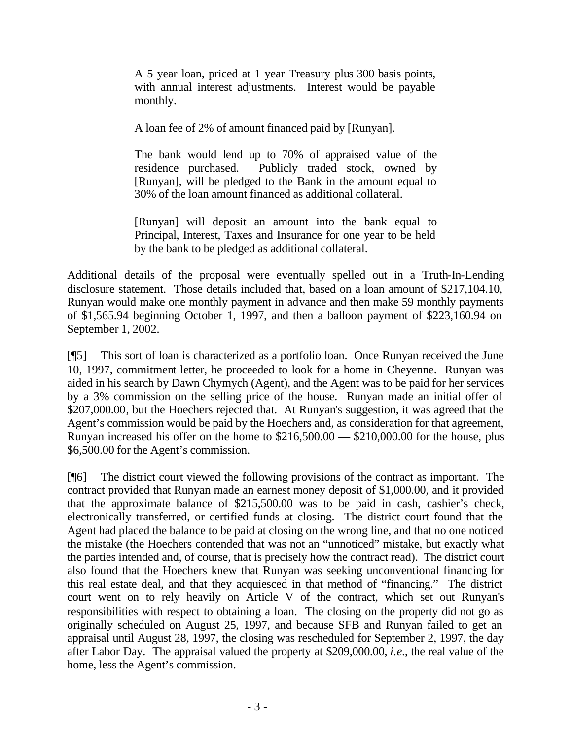> A 5 year loan, priced at 1 year Treasury plus 300 basis points, with annual interest adjustments. Interest would be payable monthly.
>
> A loan fee of 2% of amount financed paid by [Runyan].
>
> The bank would lend up to 70% of appraised value of the residence purchased. Publicly traded stock, owned by [Runyan], will be pledged to the Bank in the amount equal to 30% of the loan amount financed as additional collateral.
>
> [Runyan] will deposit an amount into the bank equal to Principal, Interest, Taxes and Insurance for one year to be held by the bank to be pledged as additional collateral.

Additional details of the proposal were eventually spelled out in a Truth-In-Lending disclosure statement. Those details included that, based on a loan amount of $217,104.10, Runyan would make one monthly payment in advance and then make 59 monthly payments of $1,565.94 beginning October 1, 1997, and then a balloon payment of $223,160.94 on September 1, 2002.

[¶5] This sort of loan is characterized as a portfolio loan. Once Runyan received the June 10, 1997, commitment letter, he proceeded to look for a home in Cheyenne. Runyan was aided in his search by Dawn Chymych (Agent), and the Agent was to be paid for her services by a 3% commission on the selling price of the house. Runyan made an initial offer of $207,000.00, but the Hoechers rejected that. At Runyan's suggestion, it was agreed that the Agent's commission would be paid by the Hoechers and, as consideration for that agreement, Runyan increased his offer on the home to $216,500.00 — $210,000.00 for the house, plus $6,500.00 for the Agent's commission.

[¶6] The district court viewed the following provisions of the contract as important. The contract provided that Runyan made an earnest money deposit of $1,000.00, and it provided that the approximate balance of $215,500.00 was to be paid in cash, cashier's check, electronically transferred, or certified funds at closing. The district court found that the Agent had placed the balance to be paid at closing on the wrong line, and that no one noticed the mistake (the Hoechers contended that was not an "unnoticed" mistake, but exactly what the parties intended and, of course, that is precisely how the contract read). The district court also found that the Hoechers knew that Runyan was seeking unconventional financing for this real estate deal, and that they acquiesced in that method of "financing." The district court went on to rely heavily on Article V of the contract, which set out Runyan's responsibilities with respect to obtaining a loan. The closing on the property did not go as originally scheduled on August 25, 1997, and because SFB and Runyan failed to get an appraisal until August 28, 1997, the closing was rescheduled for September 2, 1997, the day after Labor Day. The appraisal valued the property at $209,000.00, *i.e.*, the real value of the home, less the Agent's commission.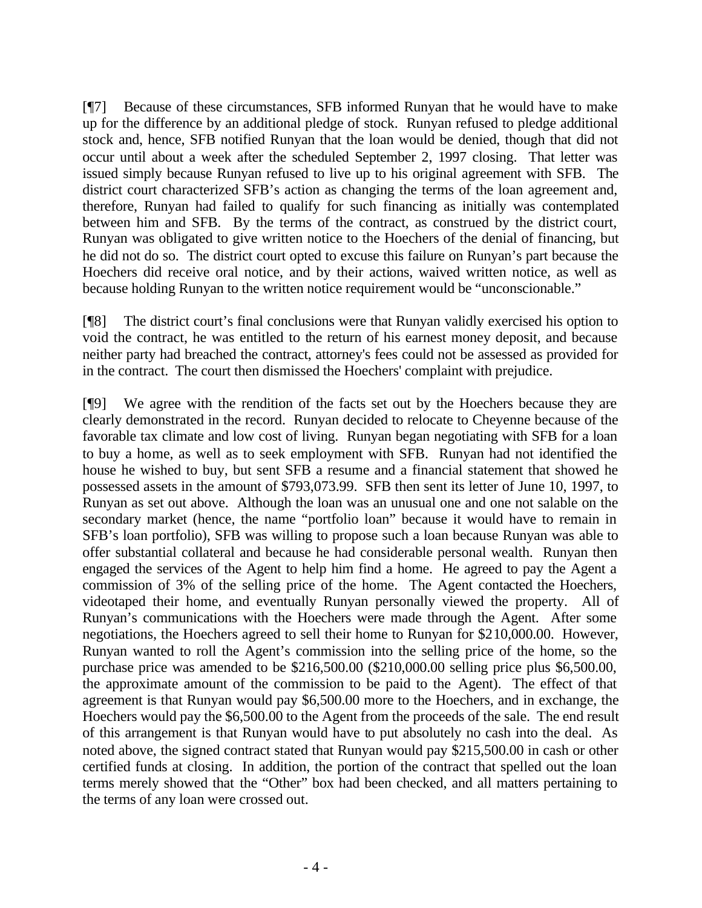[¶7] Because of these circumstances, SFB informed Runyan that he would have to make up for the difference by an additional pledge of stock. Runyan refused to pledge additional stock and, hence, SFB notified Runyan that the loan would be denied, though that did not occur until about a week after the scheduled September 2, 1997 closing. That letter was issued simply because Runyan refused to live up to his original agreement with SFB. The district court characterized SFB's action as changing the terms of the loan agreement and, therefore, Runyan had failed to qualify for such financing as initially was contemplated between him and SFB. By the terms of the contract, as construed by the district court, Runyan was obligated to give written notice to the Hoechers of the denial of financing, but he did not do so. The district court opted to excuse this failure on Runyan's part because the Hoechers did receive oral notice, and by their actions, waived written notice, as well as because holding Runyan to the written notice requirement would be "unconscionable."

[¶8] The district court's final conclusions were that Runyan validly exercised his option to void the contract, he was entitled to the return of his earnest money deposit, and because neither party had breached the contract, attorney's fees could not be assessed as provided for in the contract. The court then dismissed the Hoechers' complaint with prejudice.

[¶9] We agree with the rendition of the facts set out by the Hoechers because they are clearly demonstrated in the record. Runyan decided to relocate to Cheyenne because of the favorable tax climate and low cost of living. Runyan began negotiating with SFB for a loan to buy a home, as well as to seek employment with SFB. Runyan had not identified the house he wished to buy, but sent SFB a resume and a financial statement that showed he possessed assets in the amount of $793,073.99. SFB then sent its letter of June 10, 1997, to Runyan as set out above. Although the loan was an unusual one and one not salable on the secondary market (hence, the name "portfolio loan" because it would have to remain in SFB's loan portfolio), SFB was willing to propose such a loan because Runyan was able to offer substantial collateral and because he had considerable personal wealth. Runyan then engaged the services of the Agent to help him find a home. He agreed to pay the Agent a commission of 3% of the selling price of the home. The Agent contacted the Hoechers, videotaped their home, and eventually Runyan personally viewed the property. All of Runyan's communications with the Hoechers were made through the Agent. After some negotiations, the Hoechers agreed to sell their home to Runyan for $210,000.00. However, Runyan wanted to roll the Agent's commission into the selling price of the home, so the purchase price was amended to be $216,500.00 ($210,000.00 selling price plus $6,500.00, the approximate amount of the commission to be paid to the Agent). The effect of that agreement is that Runyan would pay $6,500.00 more to the Hoechers, and in exchange, the Hoechers would pay the $6,500.00 to the Agent from the proceeds of the sale. The end result of this arrangement is that Runyan would have to put absolutely no cash into the deal. As noted above, the signed contract stated that Runyan would pay $215,500.00 in cash or other certified funds at closing. In addition, the portion of the contract that spelled out the loan terms merely showed that the "Other" box had been checked, and all matters pertaining to the terms of any loan were crossed out.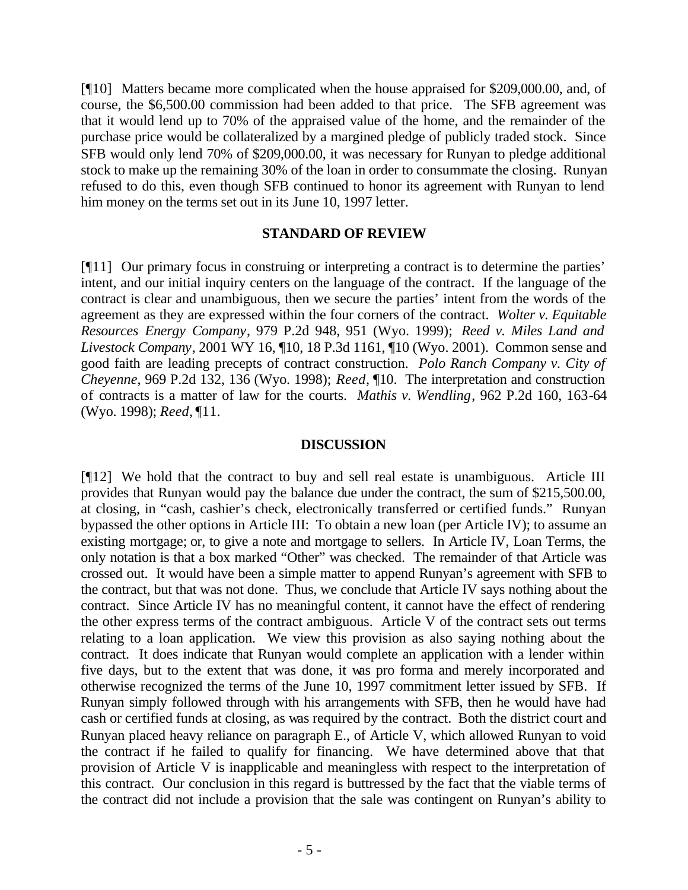[¶10] Matters became more complicated when the house appraised for $209,000.00, and, of course, the $6,500.00 commission had been added to that price. The SFB agreement was that it would lend up to 70% of the appraised value of the home, and the remainder of the purchase price would be collateralized by a margined pledge of publicly traded stock. Since SFB would only lend 70% of $209,000.00, it was necessary for Runyan to pledge additional stock to make up the remaining 30% of the loan in order to consummate the closing. Runyan refused to do this, even though SFB continued to honor its agreement with Runyan to lend him money on the terms set out in its June 10, 1997 letter.

## STANDARD OF REVIEW

[¶11] Our primary focus in construing or interpreting a contract is to determine the parties' intent, and our initial inquiry centers on the language of the contract. If the language of the contract is clear and unambiguous, then we secure the parties' intent from the words of the agreement as they are expressed within the four corners of the contract. *Wolter v. Equitable Resources Energy Company*, 979 P.2d 948, 951 (Wyo. 1999); *Reed v. Miles Land and Livestock Company*, 2001 WY 16, ¶10, 18 P.3d 1161, ¶10 (Wyo. 2001). Common sense and good faith are leading precepts of contract construction. *Polo Ranch Company v. City of Cheyenne*, 969 P.2d 132, 136 (Wyo. 1998); *Reed*, ¶10. The interpretation and construction of contracts is a matter of law for the courts. *Mathis v. Wendling*, 962 P.2d 160, 163-64 (Wyo. 1998); *Reed*, ¶11.

## DISCUSSION

[¶12] We hold that the contract to buy and sell real estate is unambiguous. Article III provides that Runyan would pay the balance due under the contract, the sum of $215,500.00, at closing, in "cash, cashier's check, electronically transferred or certified funds." Runyan bypassed the other options in Article III: To obtain a new loan (per Article IV); to assume an existing mortgage; or, to give a note and mortgage to sellers. In Article IV, Loan Terms, the only notation is that a box marked "Other" was checked. The remainder of that Article was crossed out. It would have been a simple matter to append Runyan's agreement with SFB to the contract, but that was not done. Thus, we conclude that Article IV says nothing about the contract. Since Article IV has no meaningful content, it cannot have the effect of rendering the other express terms of the contract ambiguous. Article V of the contract sets out terms relating to a loan application. We view this provision as also saying nothing about the contract. It does indicate that Runyan would complete an application with a lender within five days, but to the extent that was done, it was pro forma and merely incorporated and otherwise recognized the terms of the June 10, 1997 commitment letter issued by SFB. If Runyan simply followed through with his arrangements with SFB, then he would have had cash or certified funds at closing, as was required by the contract. Both the district court and Runyan placed heavy reliance on paragraph E., of Article V, which allowed Runyan to void the contract if he failed to qualify for financing. We have determined above that that provision of Article V is inapplicable and meaningless with respect to the interpretation of this contract. Our conclusion in this regard is buttressed by the fact that the viable terms of the contract did not include a provision that the sale was contingent on Runyan's ability to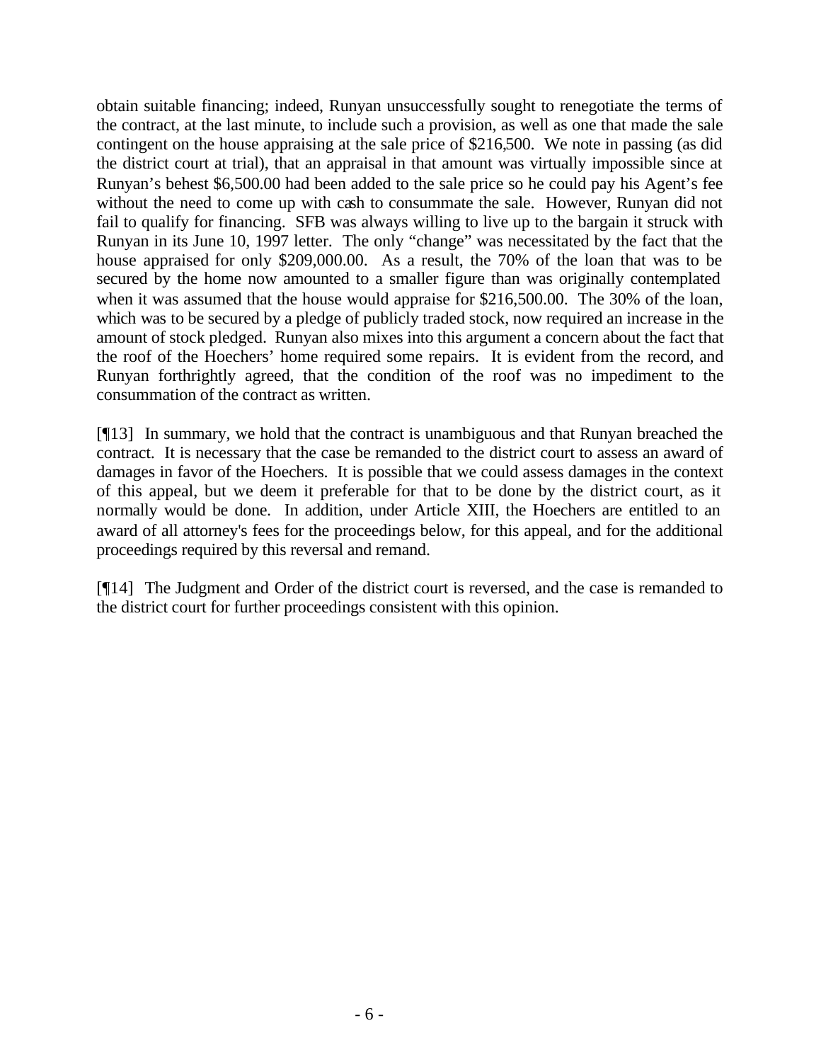obtain suitable financing; indeed, Runyan unsuccessfully sought to renegotiate the terms of the contract, at the last minute, to include such a provision, as well as one that made the sale contingent on the house appraising at the sale price of $216,500. We note in passing (as did the district court at trial), that an appraisal in that amount was virtually impossible since at Runyan's behest $6,500.00 had been added to the sale price so he could pay his Agent's fee without the need to come up with cash to consummate the sale. However, Runyan did not fail to qualify for financing. SFB was always willing to live up to the bargain it struck with Runyan in its June 10, 1997 letter. The only "change" was necessitated by the fact that the house appraised for only $209,000.00. As a result, the 70% of the loan that was to be secured by the home now amounted to a smaller figure than was originally contemplated when it was assumed that the house would appraise for $216,500.00. The 30% of the loan, which was to be secured by a pledge of publicly traded stock, now required an increase in the amount of stock pledged. Runyan also mixes into this argument a concern about the fact that the roof of the Hoechers' home required some repairs. It is evident from the record, and Runyan forthrightly agreed, that the condition of the roof was no impediment to the consummation of the contract as written.

[¶13] In summary, we hold that the contract is unambiguous and that Runyan breached the contract. It is necessary that the case be remanded to the district court to assess an award of damages in favor of the Hoechers. It is possible that we could assess damages in the context of this appeal, but we deem it preferable for that to be done by the district court, as it normally would be done. In addition, under Article XIII, the Hoechers are entitled to an award of all attorney's fees for the proceedings below, for this appeal, and for the additional proceedings required by this reversal and remand.

[¶14] The Judgment and Order of the district court is reversed, and the case is remanded to the district court for further proceedings consistent with this opinion.